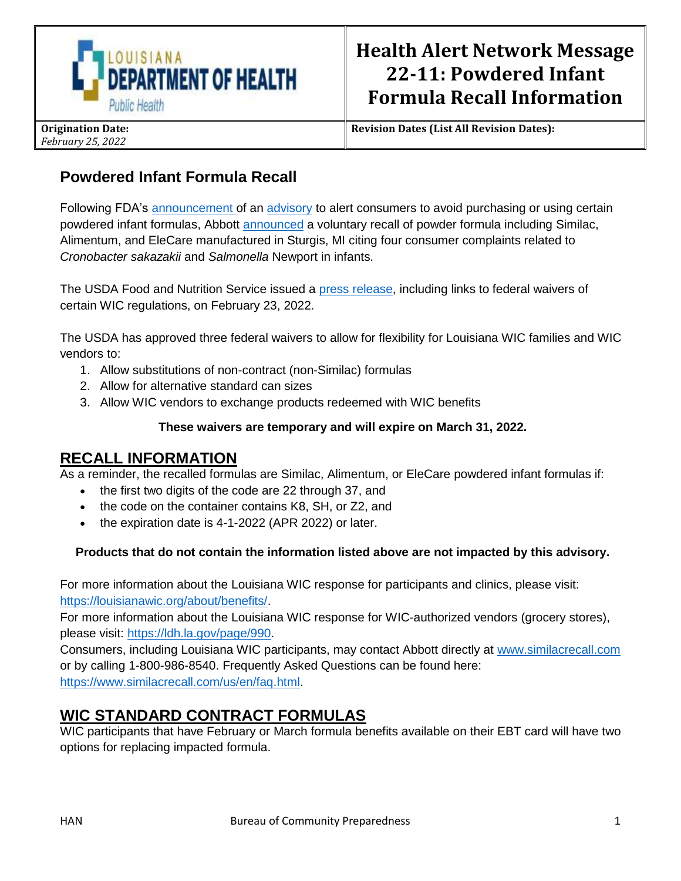| LOUISIANA DEPARTMENT OF HEALTH Public Health | **Health Alert Network Message 22-11: Powdered Infant Formula Recall Information** |
| --- | --- |
| **Origination Date:** *February 25, 2022* | **Revision Dates (List All Revision Dates):** |

## Powdered Infant Formula Recall

Following FDA's announcement of an advisory to alert consumers to avoid purchasing or using certain powdered infant formulas, Abbott announced a voluntary recall of powder formula including Similac, Alimentum, and EleCare manufactured in Sturgis, MI citing four consumer complaints related to *Cronobacter sakazakii* and *Salmonella* Newport in infants.

The USDA Food and Nutrition Service issued a press release, including links to federal waivers of certain WIC regulations, on February 23, 2022.

The USDA has approved three federal waivers to allow for flexibility for Louisiana WIC families and WIC vendors to:

1. Allow substitutions of non-contract (non-Similac) formulas
2. Allow for alternative standard can sizes
3. Allow WIC vendors to exchange products redeemed with WIC benefits

**These waivers are temporary and will expire on March 31, 2022.**

## RECALL INFORMATION

As a reminder, the recalled formulas are Similac, Alimentum, or EleCare powdered infant formulas if:

- the first two digits of the code are 22 through 37, and
- the code on the container contains K8, SH, or Z2, and
- the expiration date is 4-1-2022 (APR 2022) or later.

**Products that do not contain the information listed above are not impacted by this advisory.**

For more information about the Louisiana WIC response for participants and clinics, please visit: https://louisianawic.org/about/benefits/.
For more information about the Louisiana WIC response for WIC-authorized vendors (grocery stores), please visit: https://ldh.la.gov/page/990.
Consumers, including Louisiana WIC participants, may contact Abbott directly at www.similacrecall.com or by calling 1-800-986-8540. Frequently Asked Questions can be found here: https://www.similacrecall.com/us/en/faq.html.

## WIC STANDARD CONTRACT FORMULAS

WIC participants that have February or March formula benefits available on their EBT card will have two options for replacing impacted formula.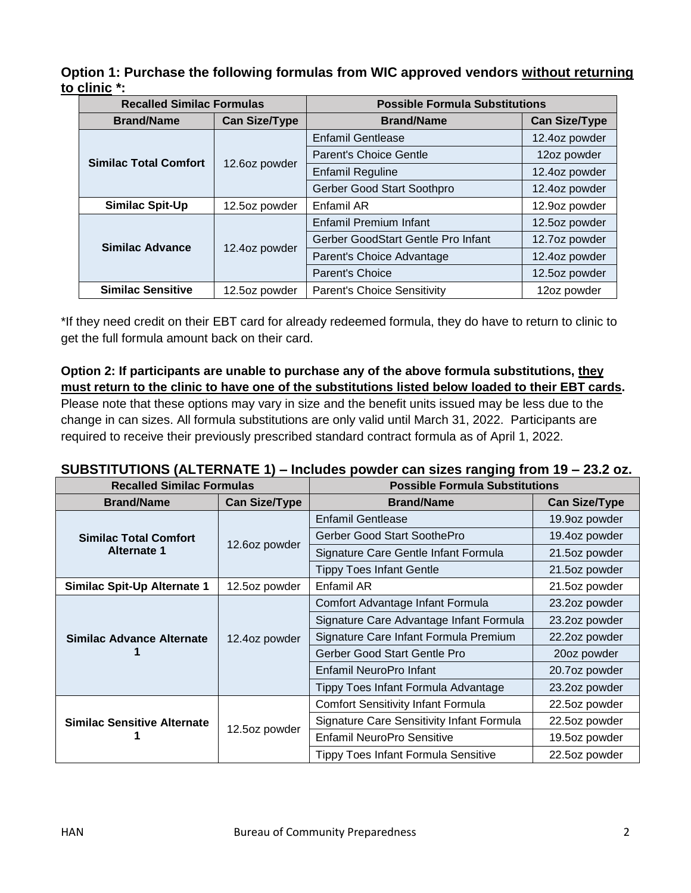**Option 1: Purchase the following formulas from WIC approved vendors without returning to clinic *:**

| Recalled Similac Formulas | | Possible Formula Substitutions | |
|---|---|---|---|
| **Brand/Name** | **Can Size/Type** | **Brand/Name** | **Can Size/Type** |
| **Similac Total Comfort** | 12.6oz powder | Enfamil Gentlease | 12.4oz powder |
| | | Parent's Choice Gentle | 12oz powder |
| | | Enfamil Reguline | 12.4oz powder |
| | | Gerber Good Start Soothpro | 12.4oz powder |
| **Similac Spit-Up** | 12.5oz powder | Enfamil AR | 12.9oz powder |
| **Similac Advance** | 12.4oz powder | Enfamil Premium Infant | 12.5oz powder |
| | | Gerber GoodStart Gentle Pro Infant | 12.7oz powder |
| | | Parent's Choice Advantage | 12.4oz powder |
| | | Parent's Choice | 12.5oz powder |
| **Similac Sensitive** | 12.5oz powder | Parent's Choice Sensitivity | 12oz powder |

*If they need credit on their EBT card for already redeemed formula, they do have to return to clinic to get the full formula amount back on their card.

**Option 2: If participants are unable to purchase any of the above formula substitutions, they must return to the clinic to have one of the substitutions listed below loaded to their EBT cards.** Please note that these options may vary in size and the benefit units issued may be less due to the change in can sizes. All formula substitutions are only valid until March 31, 2022. Participants are required to receive their previously prescribed standard contract formula as of April 1, 2022.

## SUBSTITUTIONS (ALTERNATE 1) – Includes powder can sizes ranging from 19 – 23.2 oz.

| Recalled Similac Formulas | | Possible Formula Substitutions | |
|---|---|---|---|
| **Brand/Name** | **Can Size/Type** | **Brand/Name** | **Can Size/Type** |
| **Similac Total Comfort Alternate 1** | 12.6oz powder | Enfamil Gentlease | 19.9oz powder |
| | | Gerber Good Start SoothePro | 19.4oz powder |
| | | Signature Care Gentle Infant Formula | 21.5oz powder |
| | | Tippy Toes Infant Gentle | 21.5oz powder |
| **Similac Spit-Up Alternate 1** | 12.5oz powder | Enfamil AR | 21.5oz powder |
| **Similac Advance Alternate 1** | 12.4oz powder | Comfort Advantage Infant Formula | 23.2oz powder |
| | | Signature Care Advantage Infant Formula | 23.2oz powder |
| | | Signature Care Infant Formula Premium | 22.2oz powder |
| | | Gerber Good Start Gentle Pro | 20oz powder |
| | | Enfamil NeuroPro Infant | 20.7oz powder |
| | | Tippy Toes Infant Formula Advantage | 23.2oz powder |
| **Similac Sensitive Alternate 1** | 12.5oz powder | Comfort Sensitivity Infant Formula | 22.5oz powder |
| | | Signature Care Sensitivity Infant Formula | 22.5oz powder |
| | | Enfamil NeuroPro Sensitive | 19.5oz powder |
| | | Tippy Toes Infant Formula Sensitive | 22.5oz powder |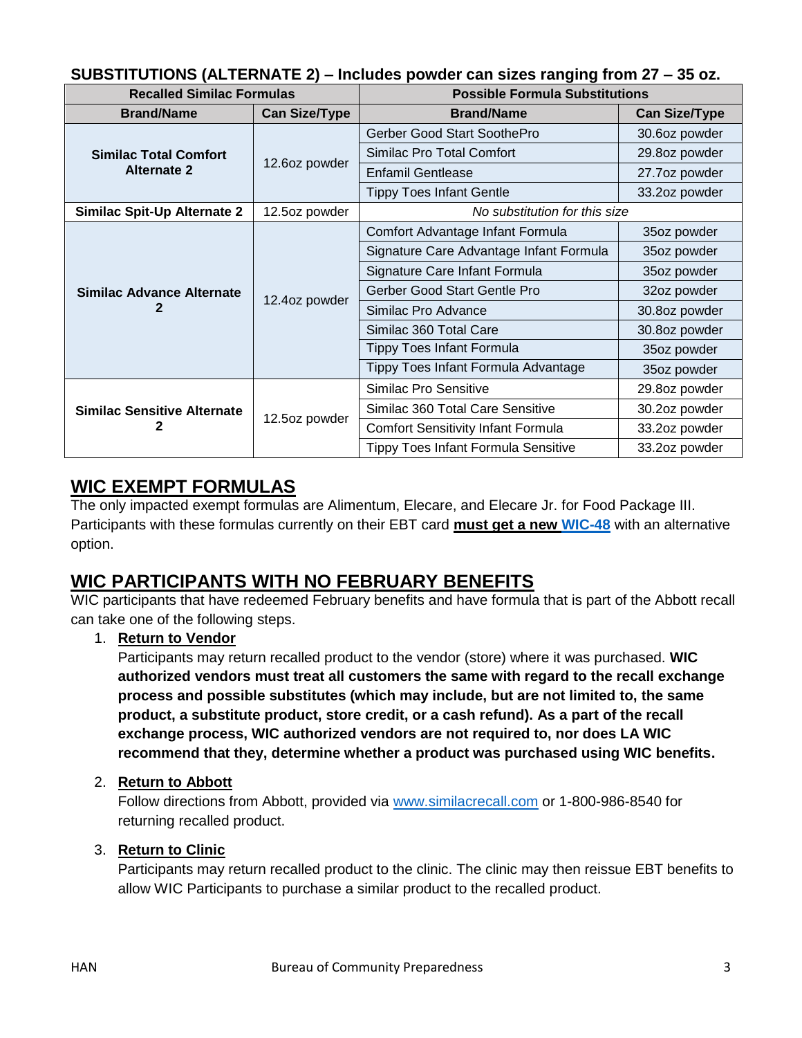**SUBSTITUTIONS (ALTERNATE 2) – Includes powder can sizes ranging from 27 – 35 oz.**

| Recalled Similac Formulas | | Possible Formula Substitutions | |
|---|---|---|---|
| **Brand/Name** | **Can Size/Type** | **Brand/Name** | **Can Size/Type** |
| **Similac Total Comfort Alternate 2** | 12.6oz powder | Gerber Good Start SoothePro | 30.6oz powder |
| | | Similac Pro Total Comfort | 29.8oz powder |
| | | Enfamil Gentlease | 27.7oz powder |
| | | Tippy Toes Infant Gentle | 33.2oz powder |
| **Similac Spit-Up Alternate 2** | 12.5oz powder | *No substitution for this size* | |
| **Similac Advance Alternate 2** | 12.4oz powder | Comfort Advantage Infant Formula | 35oz powder |
| | | Signature Care Advantage Infant Formula | 35oz powder |
| | | Signature Care Infant Formula | 35oz powder |
| | | Gerber Good Start Gentle Pro | 32oz powder |
| | | Similac Pro Advance | 30.8oz powder |
| | | Similac 360 Total Care | 30.8oz powder |
| | | Tippy Toes Infant Formula | 35oz powder |
| | | Tippy Toes Infant Formula Advantage | 35oz powder |
| **Similac Sensitive Alternate 2** | 12.5oz powder | Similac Pro Sensitive | 29.8oz powder |
| | | Similac 360 Total Care Sensitive | 30.2oz powder |
| | | Comfort Sensitivity Infant Formula | 33.2oz powder |
| | | Tippy Toes Infant Formula Sensitive | 33.2oz powder |

## WIC EXEMPT FORMULAS

The only impacted exempt formulas are Alimentum, Elecare, and Elecare Jr. for Food Package III. Participants with these formulas currently on their EBT card **must get a new WIC-48** with an alternative option.

## WIC PARTICIPANTS WITH NO FEBRUARY BENEFITS

WIC participants that have redeemed February benefits and have formula that is part of the Abbott recall can take one of the following steps.

1. **Return to Vendor**
   Participants may return recalled product to the vendor (store) where it was purchased. **WIC authorized vendors must treat all customers the same with regard to the recall exchange process and possible substitutes (which may include, but are not limited to, the same product, a substitute product, store credit, or a cash refund). As a part of the recall exchange process, WIC authorized vendors are not required to, nor does LA WIC recommend that they, determine whether a product was purchased using WIC benefits.**

2. **Return to Abbott**
   Follow directions from Abbott, provided via www.similacrecall.com or 1-800-986-8540 for returning recalled product.

3. **Return to Clinic**
   Participants may return recalled product to the clinic. The clinic may then reissue EBT benefits to allow WIC Participants to purchase a similar product to the recalled product.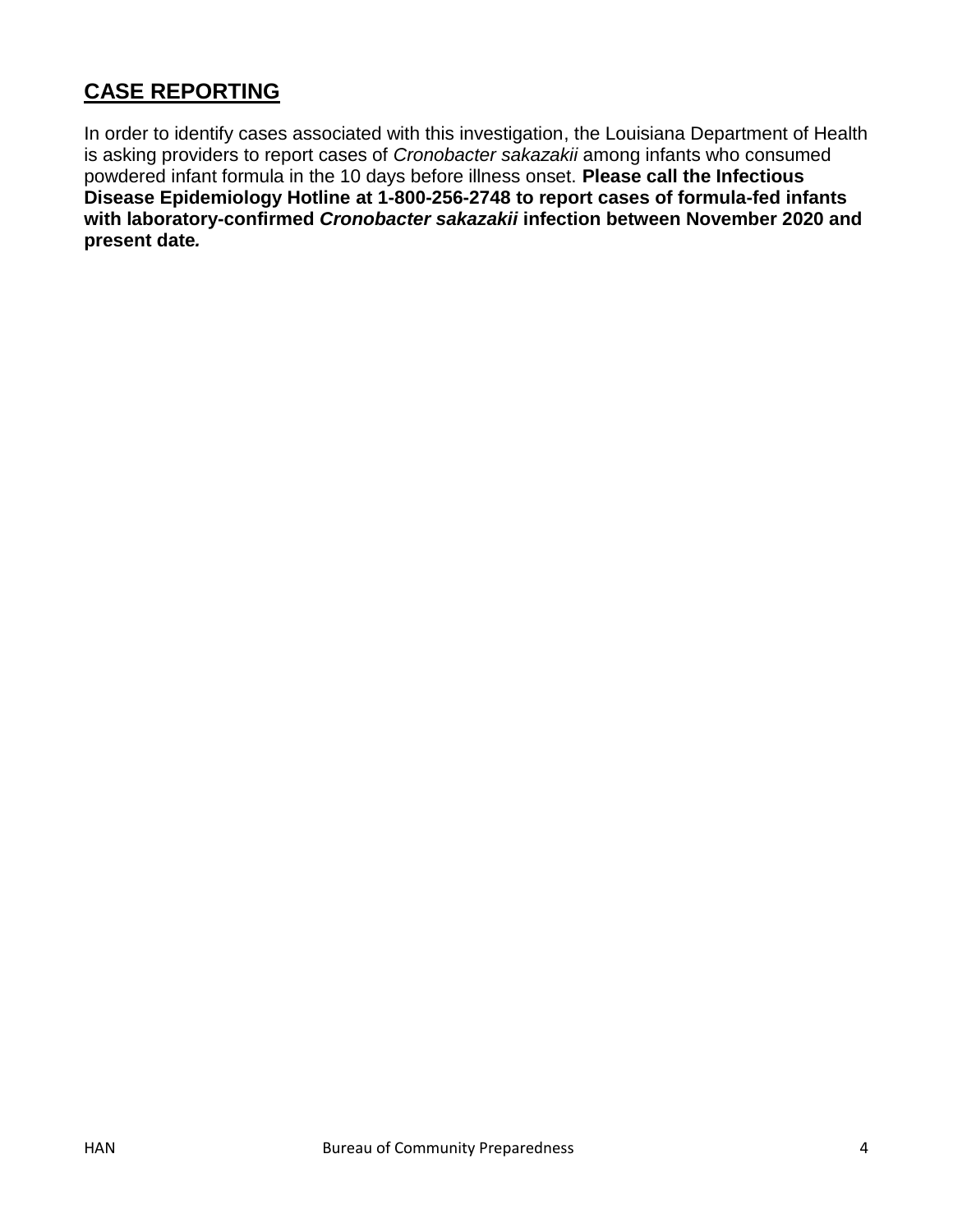## CASE REPORTING

In order to identify cases associated with this investigation, the Louisiana Department of Health is asking providers to report cases of *Cronobacter sakazakii* among infants who consumed powdered infant formula in the 10 days before illness onset. **Please call the Infectious Disease Epidemiology Hotline at 1-800-256-2748 to report cases of formula-fed infants with laboratory-confirmed *Cronobacter sakazakii* infection between November 2020 and present date.**